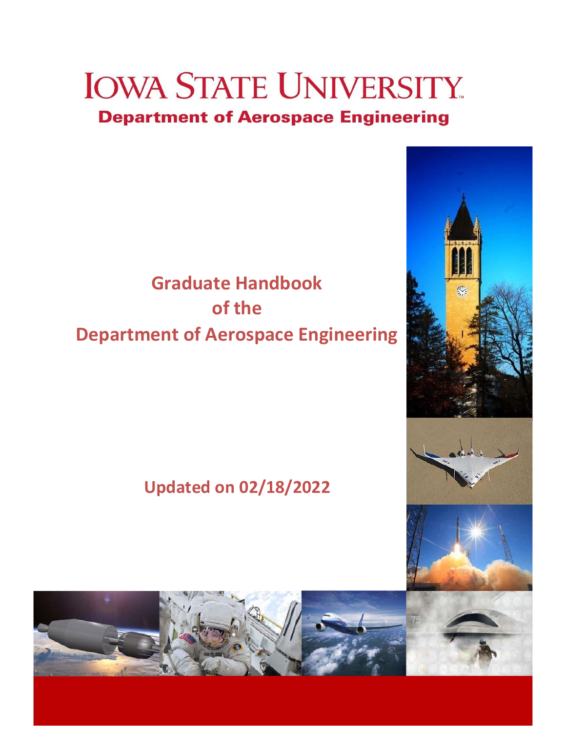# IOWA STATE UNIVERSITY

**Department of Aerospace Engineering**

## Graduate Handbook of the Department of Aerospace Engineering

**Updated on 02/18/2022**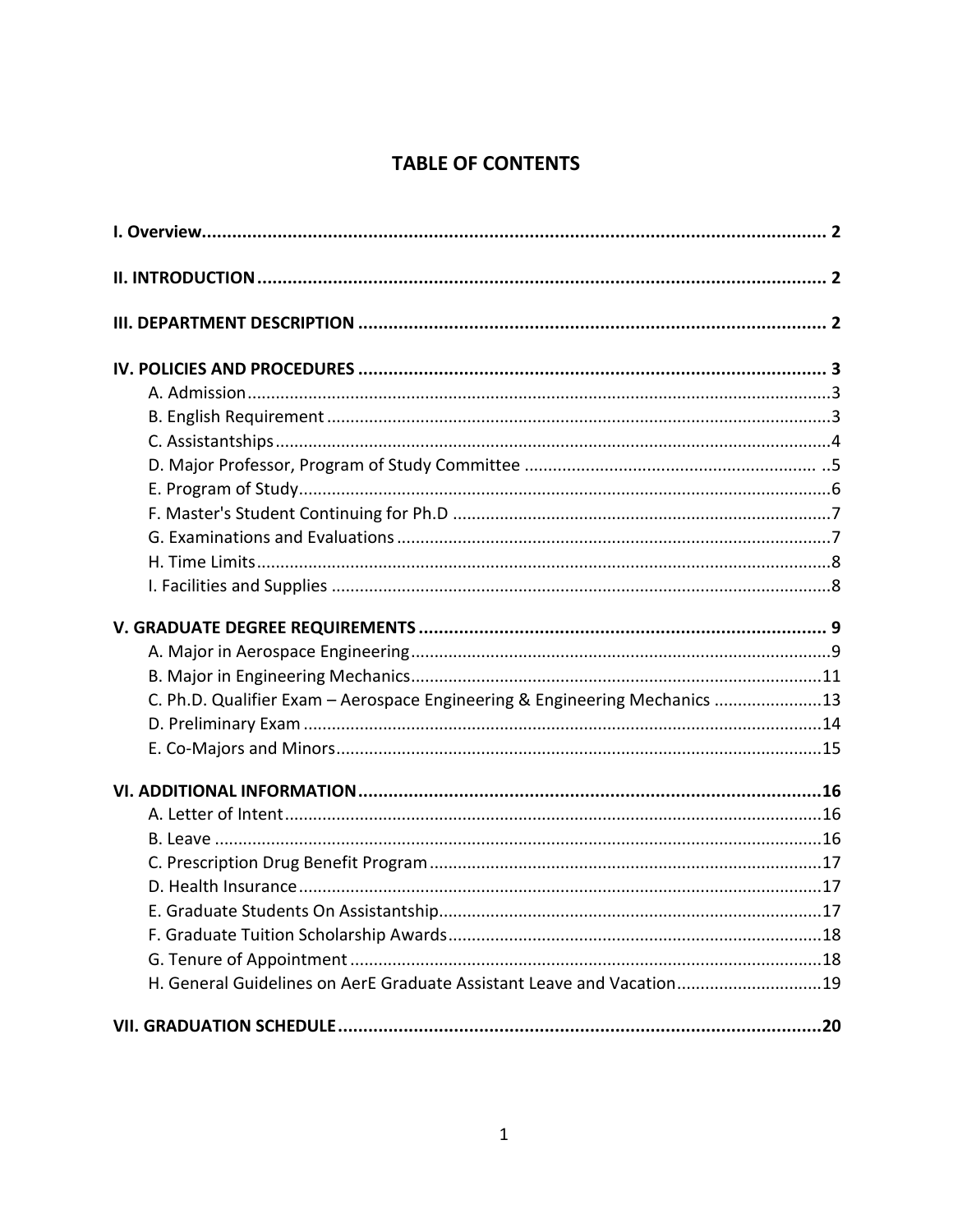# TABLE OF CONTENTS

**I. Overview** .......... **2**

**II. INTRODUCTION** .......... **2**

**III. DEPARTMENT DESCRIPTION** .......... **2**

**IV. POLICIES AND PROCEDURES** .......... **3**
- A. Admission .......... 3
- B. English Requirement .......... 3
- C. Assistantships .......... 4
- D. Major Professor, Program of Study Committee .......... ..5
- E. Program of Study .......... 6
- F. Master's Student Continuing for Ph.D .......... 7
- G. Examinations and Evaluations .......... 7
- H. Time Limits .......... 8
- I. Facilities and Supplies .......... 8

**V. GRADUATE DEGREE REQUIREMENTS** .......... **9**
- A. Major in Aerospace Engineering .......... 9
- B. Major in Engineering Mechanics .......... 11
- C. Ph.D. Qualifier Exam – Aerospace Engineering & Engineering Mechanics .......... 13
- D. Preliminary Exam .......... 14
- E. Co-Majors and Minors .......... 15

**VI. ADDITIONAL INFORMATION** .......... **16**
- A. Letter of Intent .......... 16
- B. Leave .......... 16
- C. Prescription Drug Benefit Program .......... 17
- D. Health Insurance .......... 17
- E. Graduate Students On Assistantship .......... 17
- F. Graduate Tuition Scholarship Awards .......... 18
- G. Tenure of Appointment .......... 18
- H. General Guidelines on AerE Graduate Assistant Leave and Vacation .......... 19

**VII. GRADUATION SCHEDULE** .......... **20**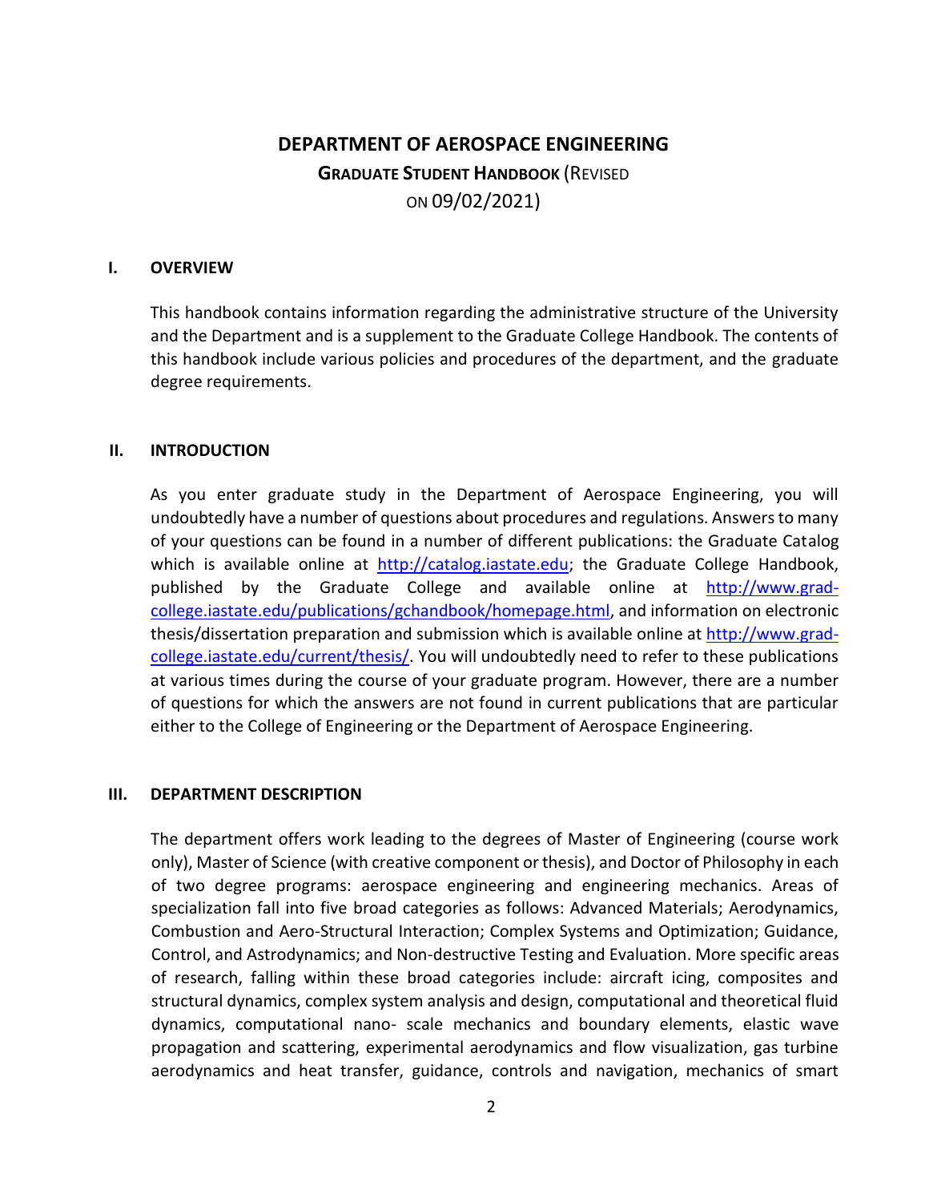# DEPARTMENT OF AEROSPACE ENGINEERING

## GRADUATE STUDENT HANDBOOK (REVISED ON 09/02/2021)

### I. OVERVIEW

This handbook contains information regarding the administrative structure of the University and the Department and is a supplement to the Graduate College Handbook. The contents of this handbook include various policies and procedures of the department, and the graduate degree requirements.

### II. INTRODUCTION

As you enter graduate study in the Department of Aerospace Engineering, you will undoubtedly have a number of questions about procedures and regulations. Answers to many of your questions can be found in a number of different publications: the Graduate Catalog which is available online at [http://catalog.iastate.edu](http://catalog.iastate.edu); the Graduate College Handbook, published by the Graduate College and available online at [http://www.grad-college.iastate.edu/publications/gchandbook/homepage.html](http://www.grad-college.iastate.edu/publications/gchandbook/homepage.html), and information on electronic thesis/dissertation preparation and submission which is available online at [http://www.grad-college.iastate.edu/current/thesis/](http://www.grad-college.iastate.edu/current/thesis/). You will undoubtedly need to refer to these publications at various times during the course of your graduate program. However, there are a number of questions for which the answers are not found in current publications that are particular either to the College of Engineering or the Department of Aerospace Engineering.

### III. DEPARTMENT DESCRIPTION

The department offers work leading to the degrees of Master of Engineering (course work only), Master of Science (with creative component or thesis), and Doctor of Philosophy in each of two degree programs: aerospace engineering and engineering mechanics. Areas of specialization fall into five broad categories as follows: Advanced Materials; Aerodynamics, Combustion and Aero-Structural Interaction; Complex Systems and Optimization; Guidance, Control, and Astrodynamics; and Non-destructive Testing and Evaluation. More specific areas of research, falling within these broad categories include: aircraft icing, composites and structural dynamics, complex system analysis and design, computational and theoretical fluid dynamics, computational nano- scale mechanics and boundary elements, elastic wave propagation and scattering, experimental aerodynamics and flow visualization, gas turbine aerodynamics and heat transfer, guidance, controls and navigation, mechanics of smart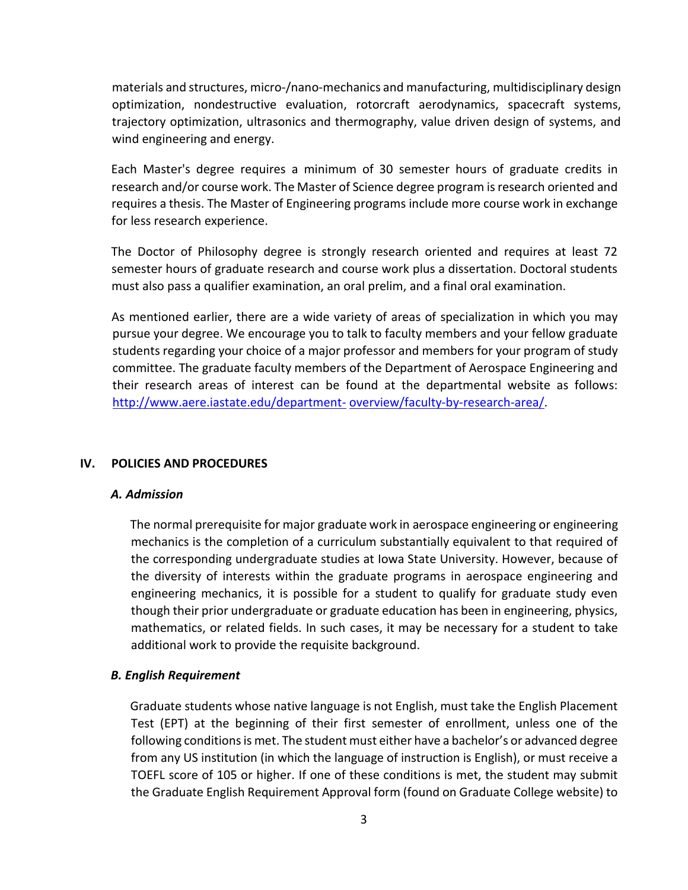materials and structures, micro-/nano-mechanics and manufacturing, multidisciplinary design optimization, nondestructive evaluation, rotorcraft aerodynamics, spacecraft systems, trajectory optimization, ultrasonics and thermography, value driven design of systems, and wind engineering and energy.

Each Master's degree requires a minimum of 30 semester hours of graduate credits in research and/or course work. The Master of Science degree program is research oriented and requires a thesis. The Master of Engineering programs include more course work in exchange for less research experience.

The Doctor of Philosophy degree is strongly research oriented and requires at least 72 semester hours of graduate research and course work plus a dissertation. Doctoral students must also pass a qualifier examination, an oral prelim, and a final oral examination.

As mentioned earlier, there are a wide variety of areas of specialization in which you may pursue your degree. We encourage you to talk to faculty members and your fellow graduate students regarding your choice of a major professor and members for your program of study committee. The graduate faculty members of the Department of Aerospace Engineering and their research areas of interest can be found at the departmental website as follows: [http://www.aere.iastate.edu/department-overview/faculty-by-research-area/](http://www.aere.iastate.edu/department-overview/faculty-by-research-area/).

## IV. POLICIES AND PROCEDURES

### *A. Admission*

The normal prerequisite for major graduate work in aerospace engineering or engineering mechanics is the completion of a curriculum substantially equivalent to that required of the corresponding undergraduate studies at Iowa State University. However, because of the diversity of interests within the graduate programs in aerospace engineering and engineering mechanics, it is possible for a student to qualify for graduate study even though their prior undergraduate or graduate education has been in engineering, physics, mathematics, or related fields. In such cases, it may be necessary for a student to take additional work to provide the requisite background.

### *B. English Requirement*

Graduate students whose native language is not English, must take the English Placement Test (EPT) at the beginning of their first semester of enrollment, unless one of the following conditions is met. The student must either have a bachelor's or advanced degree from any US institution (in which the language of instruction is English), or must receive a TOEFL score of 105 or higher. If one of these conditions is met, the student may submit the Graduate English Requirement Approval form (found on Graduate College website) to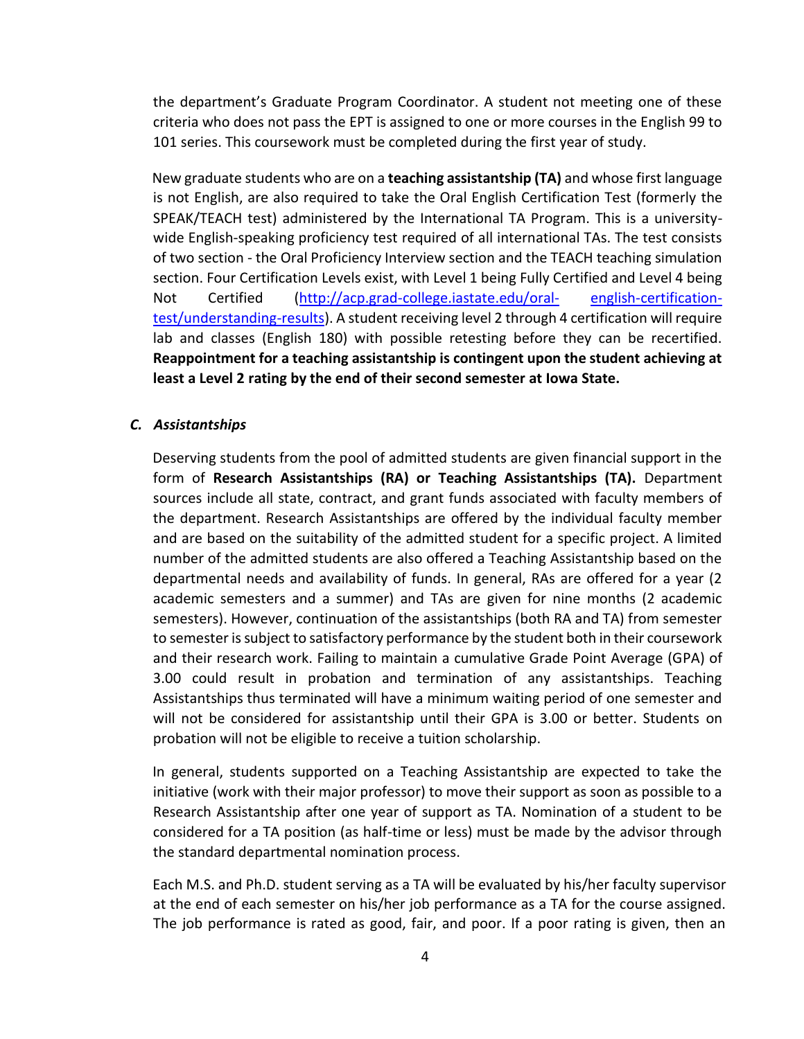the department's Graduate Program Coordinator. A student not meeting one of these criteria who does not pass the EPT is assigned to one or more courses in the English 99 to 101 series. This coursework must be completed during the first year of study.

New graduate students who are on a **teaching assistantship (TA)** and whose first language is not English, are also required to take the Oral English Certification Test (formerly the SPEAK/TEACH test) administered by the International TA Program. This is a university-wide English-speaking proficiency test required of all international TAs. The test consists of two section - the Oral Proficiency Interview section and the TEACH teaching simulation section. Four Certification Levels exist, with Level 1 being Fully Certified and Level 4 being Not Certified (http://acp.grad-college.iastate.edu/oral-english-certification-test/understanding-results). A student receiving level 2 through 4 certification will require lab and classes (English 180) with possible retesting before they can be recertified. **Reappointment for a teaching assistantship is contingent upon the student achieving at least a Level 2 rating by the end of their second semester at Iowa State.**

### *C. Assistantships*

Deserving students from the pool of admitted students are given financial support in the form of **Research Assistantships (RA) or Teaching Assistantships (TA).** Department sources include all state, contract, and grant funds associated with faculty members of the department. Research Assistantships are offered by the individual faculty member and are based on the suitability of the admitted student for a specific project. A limited number of the admitted students are also offered a Teaching Assistantship based on the departmental needs and availability of funds. In general, RAs are offered for a year (2 academic semesters and a summer) and TAs are given for nine months (2 academic semesters). However, continuation of the assistantships (both RA and TA) from semester to semester is subject to satisfactory performance by the student both in their coursework and their research work. Failing to maintain a cumulative Grade Point Average (GPA) of 3.00 could result in probation and termination of any assistantships. Teaching Assistantships thus terminated will have a minimum waiting period of one semester and will not be considered for assistantship until their GPA is 3.00 or better. Students on probation will not be eligible to receive a tuition scholarship.

In general, students supported on a Teaching Assistantship are expected to take the initiative (work with their major professor) to move their support as soon as possible to a Research Assistantship after one year of support as TA. Nomination of a student to be considered for a TA position (as half-time or less) must be made by the advisor through the standard departmental nomination process.

Each M.S. and Ph.D. student serving as a TA will be evaluated by his/her faculty supervisor at the end of each semester on his/her job performance as a TA for the course assigned. The job performance is rated as good, fair, and poor. If a poor rating is given, then an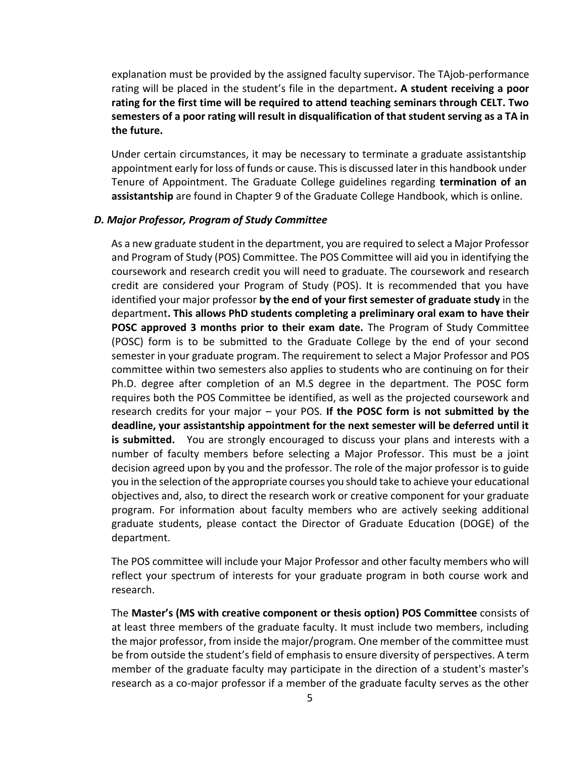explanation must be provided by the assigned faculty supervisor. The TAjob-performance rating will be placed in the student's file in the department**. A student receiving a poor rating for the first time will be required to attend teaching seminars through CELT. Two semesters of a poor rating will result in disqualification of that student serving as a TA in the future.**

Under certain circumstances, it may be necessary to terminate a graduate assistantship appointment early for loss of funds or cause. This is discussed later in this handbook under Tenure of Appointment. The Graduate College guidelines regarding **termination of an assistantship** are found in Chapter 9 of the Graduate College Handbook, which is online.

### *D. Major Professor, Program of Study Committee*

As a new graduate student in the department, you are required to select a Major Professor and Program of Study (POS) Committee. The POS Committee will aid you in identifying the coursework and research credit you will need to graduate. The coursework and research credit are considered your Program of Study (POS). It is recommended that you have identified your major professor **by the end of your first semester of graduate study** in the department**. This allows PhD students completing a preliminary oral exam to have their POSC approved 3 months prior to their exam date.** The Program of Study Committee (POSC) form is to be submitted to the Graduate College by the end of your second semester in your graduate program. The requirement to select a Major Professor and POS committee within two semesters also applies to students who are continuing on for their Ph.D. degree after completion of an M.S degree in the department. The POSC form requires both the POS Committee be identified, as well as the projected coursework and research credits for your major – your POS. **If the POSC form is not submitted by the deadline, your assistantship appointment for the next semester will be deferred until it is submitted.** You are strongly encouraged to discuss your plans and interests with a number of faculty members before selecting a Major Professor. This must be a joint decision agreed upon by you and the professor. The role of the major professor is to guide you in the selection of the appropriate courses you should take to achieve your educational objectives and, also, to direct the research work or creative component for your graduate program. For information about faculty members who are actively seeking additional graduate students, please contact the Director of Graduate Education (DOGE) of the department.

The POS committee will include your Major Professor and other faculty members who will reflect your spectrum of interests for your graduate program in both course work and research.

The **Master's (MS with creative component or thesis option) POS Committee** consists of at least three members of the graduate faculty. It must include two members, including the major professor, from inside the major/program. One member of the committee must be from outside the student's field of emphasis to ensure diversity of perspectives. A term member of the graduate faculty may participate in the direction of a student's master's research as a co-major professor if a member of the graduate faculty serves as the other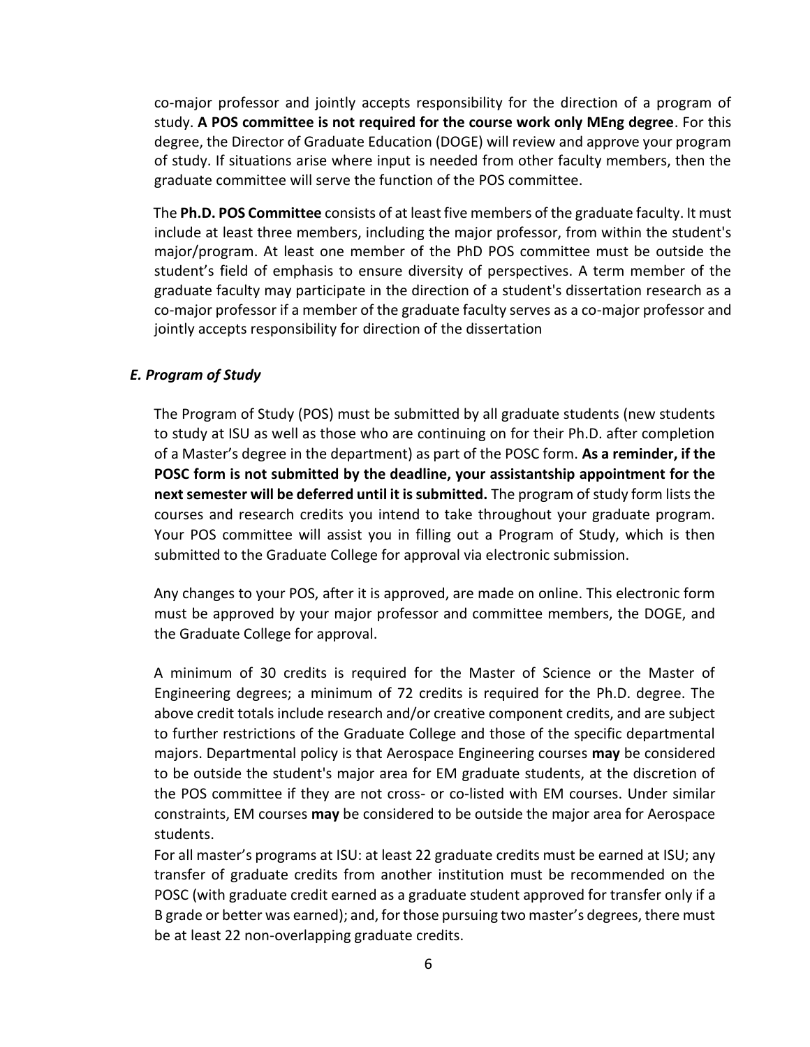co-major professor and jointly accepts responsibility for the direction of a program of study. **A POS committee is not required for the course work only MEng degree**. For this degree, the Director of Graduate Education (DOGE) will review and approve your program of study. If situations arise where input is needed from other faculty members, then the graduate committee will serve the function of the POS committee.

The **Ph.D. POS Committee** consists of at least five members of the graduate faculty. It must include at least three members, including the major professor, from within the student's major/program. At least one member of the PhD POS committee must be outside the student's field of emphasis to ensure diversity of perspectives. A term member of the graduate faculty may participate in the direction of a student's dissertation research as a co-major professor if a member of the graduate faculty serves as a co-major professor and jointly accepts responsibility for direction of the dissertation

### *E. Program of Study*

The Program of Study (POS) must be submitted by all graduate students (new students to study at ISU as well as those who are continuing on for their Ph.D. after completion of a Master's degree in the department) as part of the POSC form. **As a reminder, if the POSC form is not submitted by the deadline, your assistantship appointment for the next semester will be deferred until it is submitted.** The program of study form lists the courses and research credits you intend to take throughout your graduate program. Your POS committee will assist you in filling out a Program of Study, which is then submitted to the Graduate College for approval via electronic submission.

Any changes to your POS, after it is approved, are made on online. This electronic form must be approved by your major professor and committee members, the DOGE, and the Graduate College for approval.

A minimum of 30 credits is required for the Master of Science or the Master of Engineering degrees; a minimum of 72 credits is required for the Ph.D. degree. The above credit totals include research and/or creative component credits, and are subject to further restrictions of the Graduate College and those of the specific departmental majors. Departmental policy is that Aerospace Engineering courses **may** be considered to be outside the student's major area for EM graduate students, at the discretion of the POS committee if they are not cross- or co-listed with EM courses. Under similar constraints, EM courses **may** be considered to be outside the major area for Aerospace students.

For all master's programs at ISU: at least 22 graduate credits must be earned at ISU; any transfer of graduate credits from another institution must be recommended on the POSC (with graduate credit earned as a graduate student approved for transfer only if a B grade or better was earned); and, for those pursuing two master's degrees, there must be at least 22 non-overlapping graduate credits.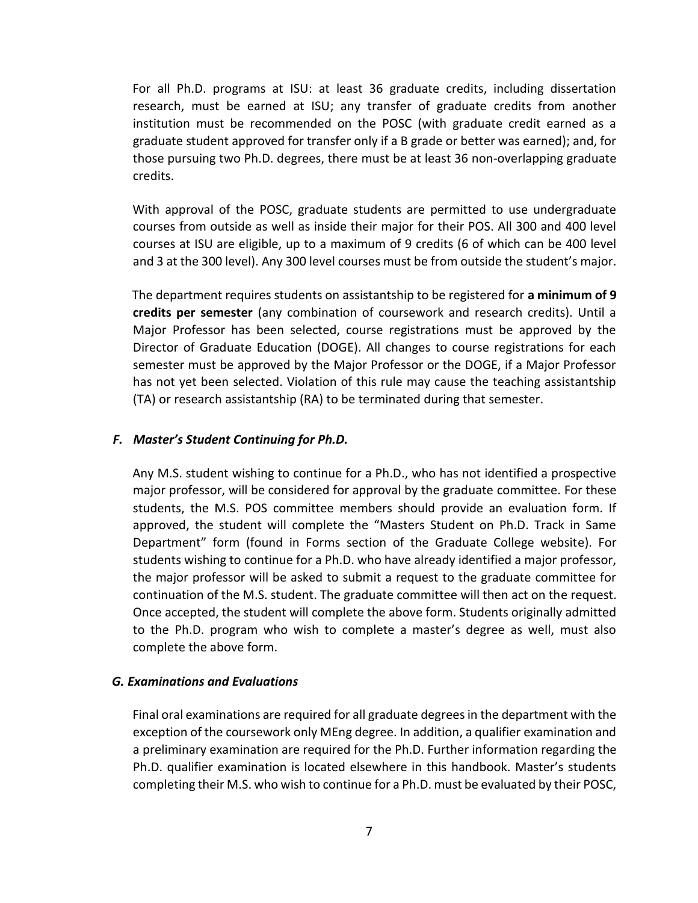For all Ph.D. programs at ISU: at least 36 graduate credits, including dissertation research, must be earned at ISU; any transfer of graduate credits from another institution must be recommended on the POSC (with graduate credit earned as a graduate student approved for transfer only if a B grade or better was earned); and, for those pursuing two Ph.D. degrees, there must be at least 36 non-overlapping graduate credits.

With approval of the POSC, graduate students are permitted to use undergraduate courses from outside as well as inside their major for their POS. All 300 and 400 level courses at ISU are eligible, up to a maximum of 9 credits (6 of which can be 400 level and 3 at the 300 level). Any 300 level courses must be from outside the student's major.

The department requires students on assistantship to be registered for **a minimum of 9 credits per semester** (any combination of coursework and research credits). Until a Major Professor has been selected, course registrations must be approved by the Director of Graduate Education (DOGE). All changes to course registrations for each semester must be approved by the Major Professor or the DOGE, if a Major Professor has not yet been selected. Violation of this rule may cause the teaching assistantship (TA) or research assistantship (RA) to be terminated during that semester.

### *F. Master's Student Continuing for Ph.D.*

Any M.S. student wishing to continue for a Ph.D., who has not identified a prospective major professor, will be considered for approval by the graduate committee. For these students, the M.S. POS committee members should provide an evaluation form. If approved, the student will complete the "Masters Student on Ph.D. Track in Same Department" form (found in Forms section of the Graduate College website). For students wishing to continue for a Ph.D. who have already identified a major professor, the major professor will be asked to submit a request to the graduate committee for continuation of the M.S. student. The graduate committee will then act on the request. Once accepted, the student will complete the above form. Students originally admitted to the Ph.D. program who wish to complete a master's degree as well, must also complete the above form.

### *G. Examinations and Evaluations*

Final oral examinations are required for all graduate degrees in the department with the exception of the coursework only MEng degree. In addition, a qualifier examination and a preliminary examination are required for the Ph.D. Further information regarding the Ph.D. qualifier examination is located elsewhere in this handbook. Master's students completing their M.S. who wish to continue for a Ph.D. must be evaluated by their POSC,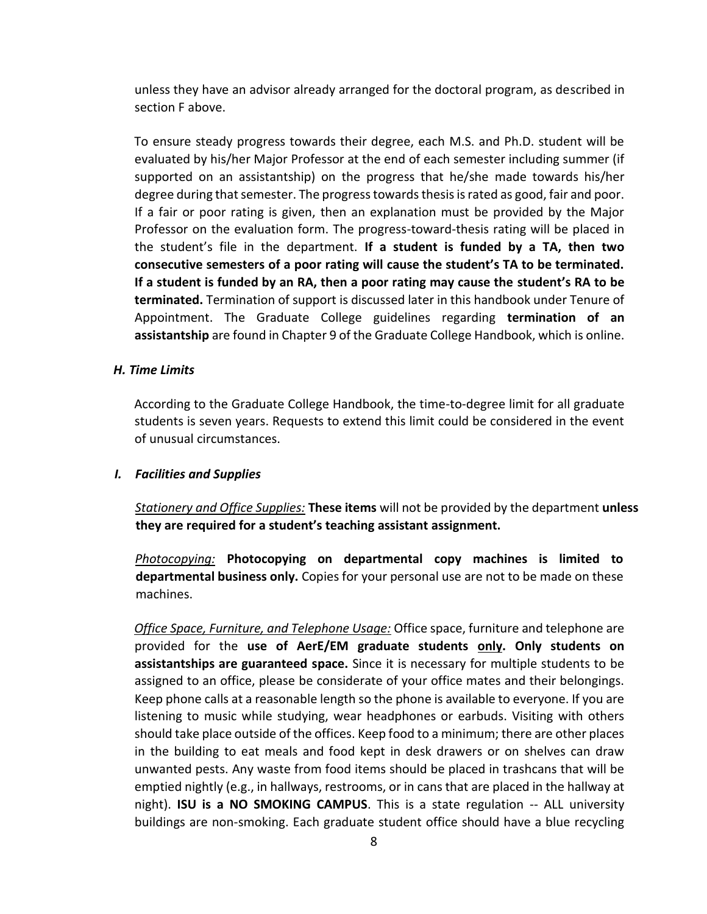unless they have an advisor already arranged for the doctoral program, as described in section F above.

To ensure steady progress towards their degree, each M.S. and Ph.D. student will be evaluated by his/her Major Professor at the end of each semester including summer (if supported on an assistantship) on the progress that he/she made towards his/her degree during that semester. The progress towards thesis is rated as good, fair and poor. If a fair or poor rating is given, then an explanation must be provided by the Major Professor on the evaluation form. The progress-toward-thesis rating will be placed in the student's file in the department. **If a student is funded by a TA, then two consecutive semesters of a poor rating will cause the student's TA to be terminated. If a student is funded by an RA, then a poor rating may cause the student's RA to be terminated.** Termination of support is discussed later in this handbook under Tenure of Appointment. The Graduate College guidelines regarding **termination of an assistantship** are found in Chapter 9 of the Graduate College Handbook, which is online.

### *H. Time Limits*

According to the Graduate College Handbook, the time-to-degree limit for all graduate students is seven years. Requests to extend this limit could be considered in the event of unusual circumstances.

### *I. Facilities and Supplies*

*Stationery and Office Supplies:* **These items** will not be provided by the department **unless they are required for a student's teaching assistant assignment.**

*Photocopying:* **Photocopying on departmental copy machines is limited to departmental business only.** Copies for your personal use are not to be made on these machines.

*Office Space, Furniture, and Telephone Usage:* Office space, furniture and telephone are provided for the **use of AerE/EM graduate students only. Only students on assistantships are guaranteed space.** Since it is necessary for multiple students to be assigned to an office, please be considerate of your office mates and their belongings. Keep phone calls at a reasonable length so the phone is available to everyone. If you are listening to music while studying, wear headphones or earbuds. Visiting with others should take place outside of the offices. Keep food to a minimum; there are other places in the building to eat meals and food kept in desk drawers or on shelves can draw unwanted pests. Any waste from food items should be placed in trashcans that will be emptied nightly (e.g., in hallways, restrooms, or in cans that are placed in the hallway at night). **ISU is a NO SMOKING CAMPUS**. This is a state regulation -- ALL university buildings are non-smoking. Each graduate student office should have a blue recycling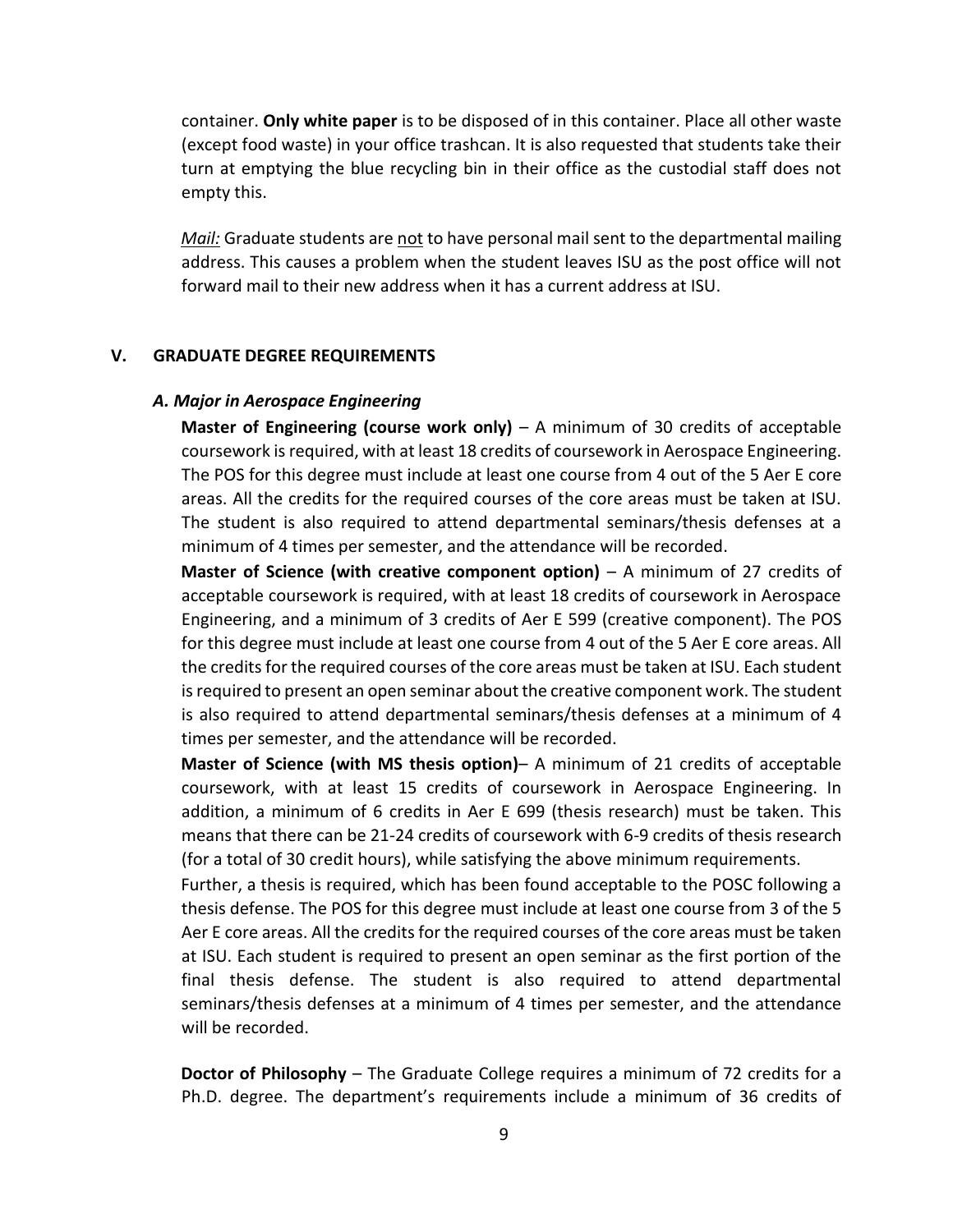container. **Only white paper** is to be disposed of in this container. Place all other waste (except food waste) in your office trashcan. It is also requested that students take their turn at emptying the blue recycling bin in their office as the custodial staff does not empty this.

*Mail:* Graduate students are not to have personal mail sent to the departmental mailing address. This causes a problem when the student leaves ISU as the post office will not forward mail to their new address when it has a current address at ISU.

## V. GRADUATE DEGREE REQUIREMENTS

### *A. Major in Aerospace Engineering*

**Master of Engineering (course work only)** – A minimum of 30 credits of acceptable coursework is required, with at least 18 credits of coursework in Aerospace Engineering. The POS for this degree must include at least one course from 4 out of the 5 Aer E core areas. All the credits for the required courses of the core areas must be taken at ISU. The student is also required to attend departmental seminars/thesis defenses at a minimum of 4 times per semester, and the attendance will be recorded.

**Master of Science (with creative component option)** – A minimum of 27 credits of acceptable coursework is required, with at least 18 credits of coursework in Aerospace Engineering, and a minimum of 3 credits of Aer E 599 (creative component). The POS for this degree must include at least one course from 4 out of the 5 Aer E core areas. All the credits for the required courses of the core areas must be taken at ISU. Each student is required to present an open seminar about the creative component work. The student is also required to attend departmental seminars/thesis defenses at a minimum of 4 times per semester, and the attendance will be recorded.

**Master of Science (with MS thesis option)**– A minimum of 21 credits of acceptable coursework, with at least 15 credits of coursework in Aerospace Engineering. In addition, a minimum of 6 credits in Aer E 699 (thesis research) must be taken. This means that there can be 21-24 credits of coursework with 6-9 credits of thesis research (for a total of 30 credit hours), while satisfying the above minimum requirements.
Further, a thesis is required, which has been found acceptable to the POSC following a thesis defense. The POS for this degree must include at least one course from 3 of the 5 Aer E core areas. All the credits for the required courses of the core areas must be taken at ISU. Each student is required to present an open seminar as the first portion of the final thesis defense. The student is also required to attend departmental seminars/thesis defenses at a minimum of 4 times per semester, and the attendance will be recorded.

**Doctor of Philosophy** – The Graduate College requires a minimum of 72 credits for a Ph.D. degree. The department's requirements include a minimum of 36 credits of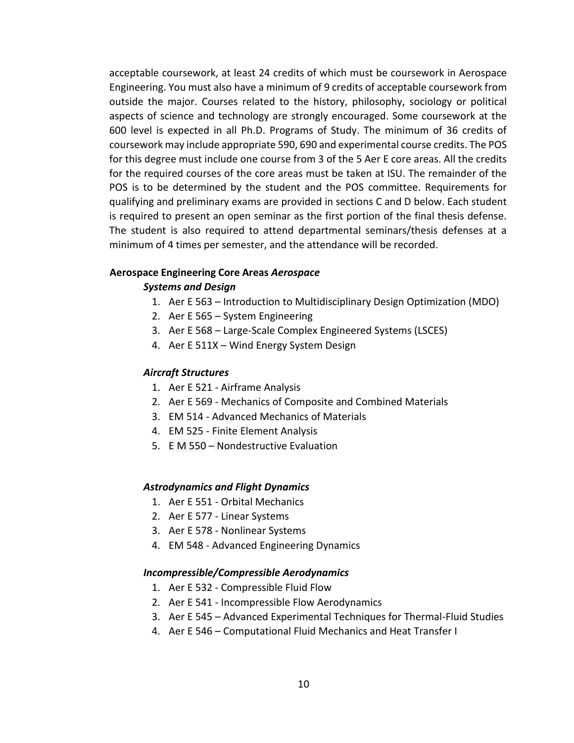acceptable coursework, at least 24 credits of which must be coursework in Aerospace Engineering. You must also have a minimum of 9 credits of acceptable coursework from outside the major. Courses related to the history, philosophy, sociology or political aspects of science and technology are strongly encouraged. Some coursework at the 600 level is expected in all Ph.D. Programs of Study. The minimum of 36 credits of coursework may include appropriate 590, 690 and experimental course credits. The POS for this degree must include one course from 3 of the 5 Aer E core areas. All the credits for the required courses of the core areas must be taken at ISU. The remainder of the POS is to be determined by the student and the POS committee. Requirements for qualifying and preliminary exams are provided in sections C and D below. Each student is required to present an open seminar as the first portion of the final thesis defense. The student is also required to attend departmental seminars/thesis defenses at a minimum of 4 times per semester, and the attendance will be recorded.

**Aerospace Engineering Core Areas**

***Aerospace Systems and Design***

1. Aer E 563 – Introduction to Multidisciplinary Design Optimization (MDO)
2. Aer E 565 – System Engineering
3. Aer E 568 – Large-Scale Complex Engineered Systems (LSCES)
4. Aer E 511X – Wind Energy System Design

***Aircraft Structures***

1. Aer E 521 - Airframe Analysis
2. Aer E 569 - Mechanics of Composite and Combined Materials
3. EM 514 - Advanced Mechanics of Materials
4. EM 525 - Finite Element Analysis
5. E M 550 – Nondestructive Evaluation

***Astrodynamics and Flight Dynamics***

1. Aer E 551 - Orbital Mechanics
2. Aer E 577 - Linear Systems
3. Aer E 578 - Nonlinear Systems
4. EM 548 - Advanced Engineering Dynamics

***Incompressible/Compressible Aerodynamics***

1. Aer E 532 - Compressible Fluid Flow
2. Aer E 541 - Incompressible Flow Aerodynamics
3. Aer E 545 – Advanced Experimental Techniques for Thermal-Fluid Studies
4. Aer E 546 – Computational Fluid Mechanics and Heat Transfer I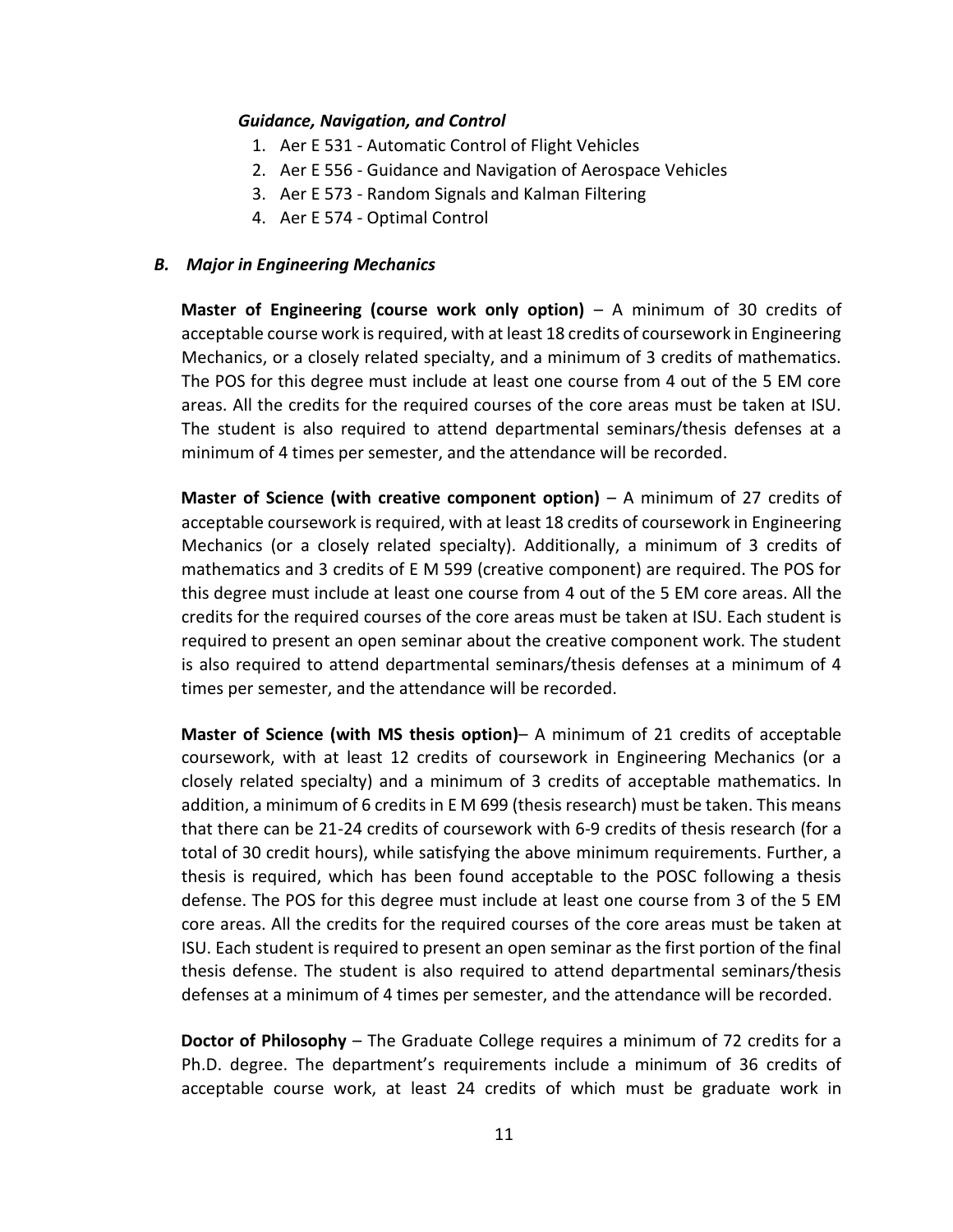***Guidance, Navigation, and Control***

1. Aer E 531 - Automatic Control of Flight Vehicles
2. Aer E 556 - Guidance and Navigation of Aerospace Vehicles
3. Aer E 573 - Random Signals and Kalman Filtering
4. Aer E 574 - Optimal Control

### *B. Major in Engineering Mechanics*

**Master of Engineering (course work only option)** – A minimum of 30 credits of acceptable course work is required, with at least 18 credits of coursework in Engineering Mechanics, or a closely related specialty, and a minimum of 3 credits of mathematics. The POS for this degree must include at least one course from 4 out of the 5 EM core areas. All the credits for the required courses of the core areas must be taken at ISU. The student is also required to attend departmental seminars/thesis defenses at a minimum of 4 times per semester, and the attendance will be recorded.

**Master of Science (with creative component option)** – A minimum of 27 credits of acceptable coursework is required, with at least 18 credits of coursework in Engineering Mechanics (or a closely related specialty). Additionally, a minimum of 3 credits of mathematics and 3 credits of E M 599 (creative component) are required. The POS for this degree must include at least one course from 4 out of the 5 EM core areas. All the credits for the required courses of the core areas must be taken at ISU. Each student is required to present an open seminar about the creative component work. The student is also required to attend departmental seminars/thesis defenses at a minimum of 4 times per semester, and the attendance will be recorded.

**Master of Science (with MS thesis option)**– A minimum of 21 credits of acceptable coursework, with at least 12 credits of coursework in Engineering Mechanics (or a closely related specialty) and a minimum of 3 credits of acceptable mathematics. In addition, a minimum of 6 credits in E M 699 (thesis research) must be taken. This means that there can be 21-24 credits of coursework with 6-9 credits of thesis research (for a total of 30 credit hours), while satisfying the above minimum requirements. Further, a thesis is required, which has been found acceptable to the POSC following a thesis defense. The POS for this degree must include at least one course from 3 of the 5 EM core areas. All the credits for the required courses of the core areas must be taken at ISU. Each student is required to present an open seminar as the first portion of the final thesis defense. The student is also required to attend departmental seminars/thesis defenses at a minimum of 4 times per semester, and the attendance will be recorded.

**Doctor of Philosophy** – The Graduate College requires a minimum of 72 credits for a Ph.D. degree. The department's requirements include a minimum of 36 credits of acceptable course work, at least 24 credits of which must be graduate work in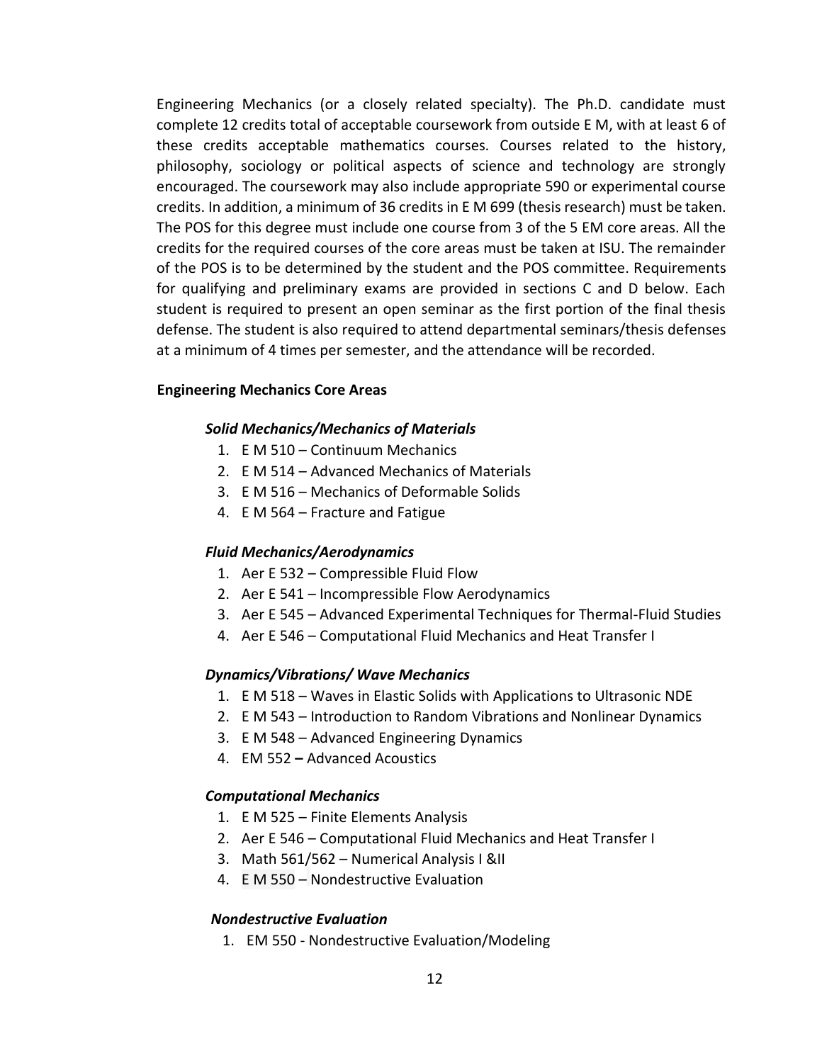Engineering Mechanics (or a closely related specialty). The Ph.D. candidate must complete 12 credits total of acceptable coursework from outside E M, with at least 6 of these credits acceptable mathematics courses. Courses related to the history, philosophy, sociology or political aspects of science and technology are strongly encouraged. The coursework may also include appropriate 590 or experimental course credits. In addition, a minimum of 36 credits in E M 699 (thesis research) must be taken. The POS for this degree must include one course from 3 of the 5 EM core areas. All the credits for the required courses of the core areas must be taken at ISU. The remainder of the POS is to be determined by the student and the POS committee. Requirements for qualifying and preliminary exams are provided in sections C and D below. Each student is required to present an open seminar as the first portion of the final thesis defense. The student is also required to attend departmental seminars/thesis defenses at a minimum of 4 times per semester, and the attendance will be recorded.

**Engineering Mechanics Core Areas**

***Solid Mechanics/Mechanics of Materials***

1. E M 510 – Continuum Mechanics
2. E M 514 – Advanced Mechanics of Materials
3. E M 516 – Mechanics of Deformable Solids
4. E M 564 – Fracture and Fatigue

***Fluid Mechanics/Aerodynamics***

1. Aer E 532 – Compressible Fluid Flow
2. Aer E 541 – Incompressible Flow Aerodynamics
3. Aer E 545 – Advanced Experimental Techniques for Thermal-Fluid Studies
4. Aer E 546 – Computational Fluid Mechanics and Heat Transfer I

***Dynamics/Vibrations/ Wave Mechanics***

1. E M 518 – Waves in Elastic Solids with Applications to Ultrasonic NDE
2. E M 543 – Introduction to Random Vibrations and Nonlinear Dynamics
3. E M 548 – Advanced Engineering Dynamics
4. EM 552 **–** Advanced Acoustics

***Computational Mechanics***

1. E M 525 – Finite Elements Analysis
2. Aer E 546 – Computational Fluid Mechanics and Heat Transfer I
3. Math 561/562 – Numerical Analysis I &II
4. E M 550 – Nondestructive Evaluation

***Nondestructive Evaluation***

1. EM 550 - Nondestructive Evaluation/Modeling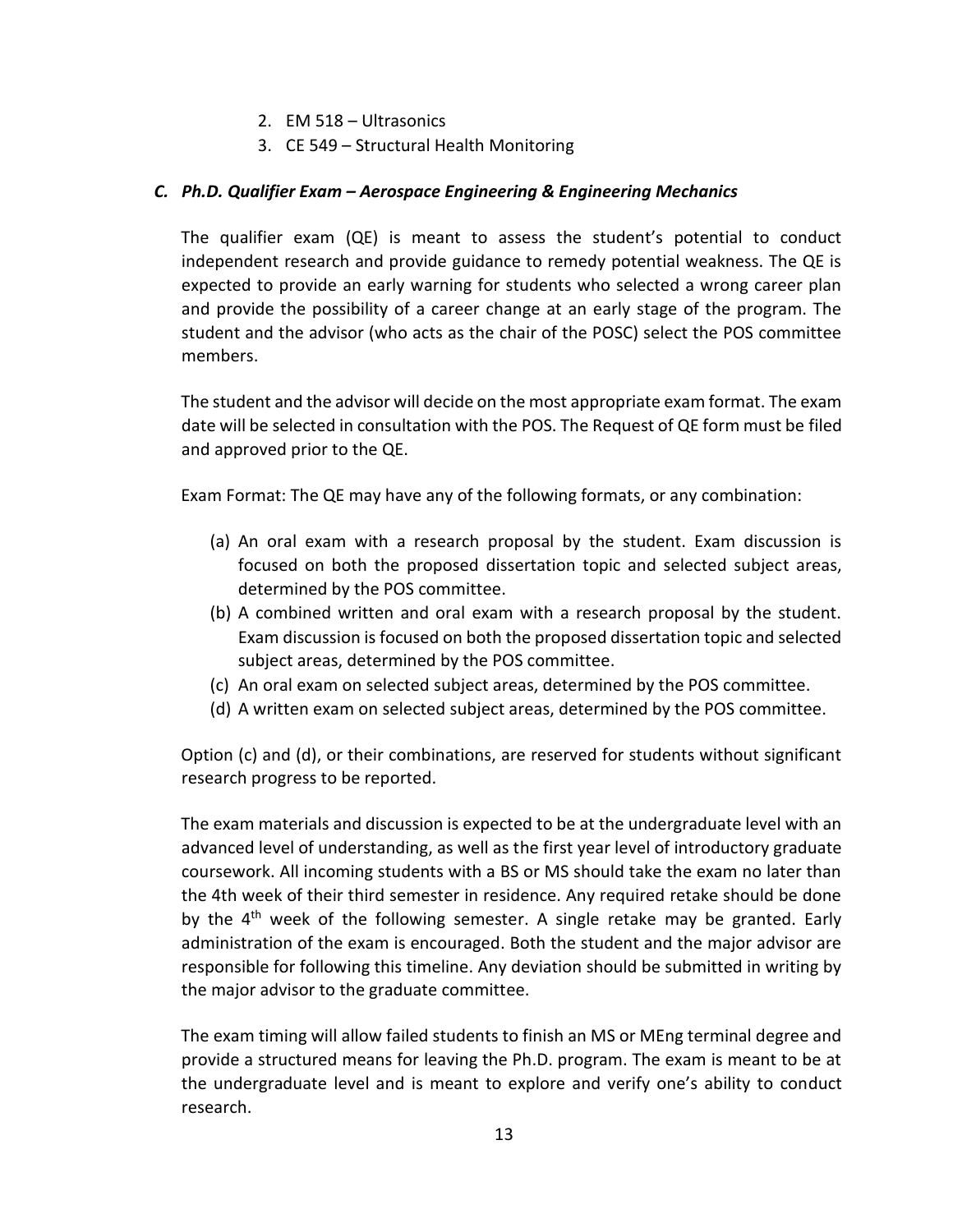2. EM 518 – Ultrasonics
3. CE 549 – Structural Health Monitoring

### *C. Ph.D. Qualifier Exam – Aerospace Engineering & Engineering Mechanics*

The qualifier exam (QE) is meant to assess the student's potential to conduct independent research and provide guidance to remedy potential weakness. The QE is expected to provide an early warning for students who selected a wrong career plan and provide the possibility of a career change at an early stage of the program. The student and the advisor (who acts as the chair of the POSC) select the POS committee members.

The student and the advisor will decide on the most appropriate exam format. The exam date will be selected in consultation with the POS. The Request of QE form must be filed and approved prior to the QE.

Exam Format: The QE may have any of the following formats, or any combination:

(a) An oral exam with a research proposal by the student. Exam discussion is focused on both the proposed dissertation topic and selected subject areas, determined by the POS committee.
(b) A combined written and oral exam with a research proposal by the student. Exam discussion is focused on both the proposed dissertation topic and selected subject areas, determined by the POS committee.
(c) An oral exam on selected subject areas, determined by the POS committee.
(d) A written exam on selected subject areas, determined by the POS committee.

Option (c) and (d), or their combinations, are reserved for students without significant research progress to be reported.

The exam materials and discussion is expected to be at the undergraduate level with an advanced level of understanding, as well as the first year level of introductory graduate coursework. All incoming students with a BS or MS should take the exam no later than the 4th week of their third semester in residence. Any required retake should be done by the 4th week of the following semester. A single retake may be granted. Early administration of the exam is encouraged. Both the student and the major advisor are responsible for following this timeline. Any deviation should be submitted in writing by the major advisor to the graduate committee.

The exam timing will allow failed students to finish an MS or MEng terminal degree and provide a structured means for leaving the Ph.D. program. The exam is meant to be at the undergraduate level and is meant to explore and verify one's ability to conduct research.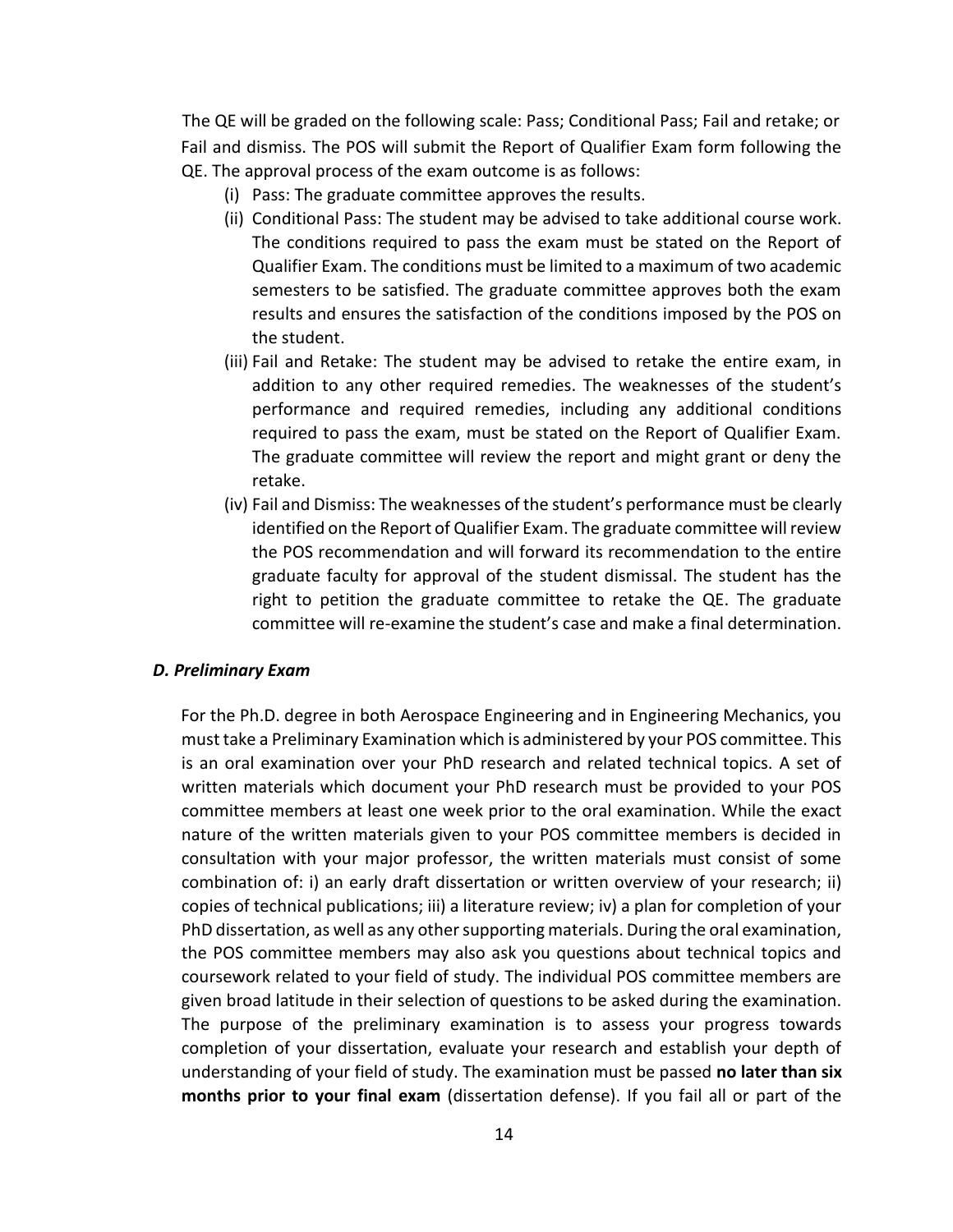The QE will be graded on the following scale: Pass; Conditional Pass; Fail and retake; or Fail and dismiss. The POS will submit the Report of Qualifier Exam form following the QE. The approval process of the exam outcome is as follows:

(i) Pass: The graduate committee approves the results.

(ii) Conditional Pass: The student may be advised to take additional course work. The conditions required to pass the exam must be stated on the Report of Qualifier Exam. The conditions must be limited to a maximum of two academic semesters to be satisfied. The graduate committee approves both the exam results and ensures the satisfaction of the conditions imposed by the POS on the student.

(iii) Fail and Retake: The student may be advised to retake the entire exam, in addition to any other required remedies. The weaknesses of the student's performance and required remedies, including any additional conditions required to pass the exam, must be stated on the Report of Qualifier Exam. The graduate committee will review the report and might grant or deny the retake.

(iv) Fail and Dismiss: The weaknesses of the student's performance must be clearly identified on the Report of Qualifier Exam. The graduate committee will review the POS recommendation and will forward its recommendation to the entire graduate faculty for approval of the student dismissal. The student has the right to petition the graduate committee to retake the QE. The graduate committee will re-examine the student's case and make a final determination.

### *D. Preliminary Exam*

For the Ph.D. degree in both Aerospace Engineering and in Engineering Mechanics, you must take a Preliminary Examination which is administered by your POS committee. This is an oral examination over your PhD research and related technical topics. A set of written materials which document your PhD research must be provided to your POS committee members at least one week prior to the oral examination. While the exact nature of the written materials given to your POS committee members is decided in consultation with your major professor, the written materials must consist of some combination of: i) an early draft dissertation or written overview of your research; ii) copies of technical publications; iii) a literature review; iv) a plan for completion of your PhD dissertation, as well as any other supporting materials. During the oral examination, the POS committee members may also ask you questions about technical topics and coursework related to your field of study. The individual POS committee members are given broad latitude in their selection of questions to be asked during the examination. The purpose of the preliminary examination is to assess your progress towards completion of your dissertation, evaluate your research and establish your depth of understanding of your field of study. The examination must be passed **no later than six months prior to your final exam** (dissertation defense). If you fail all or part of the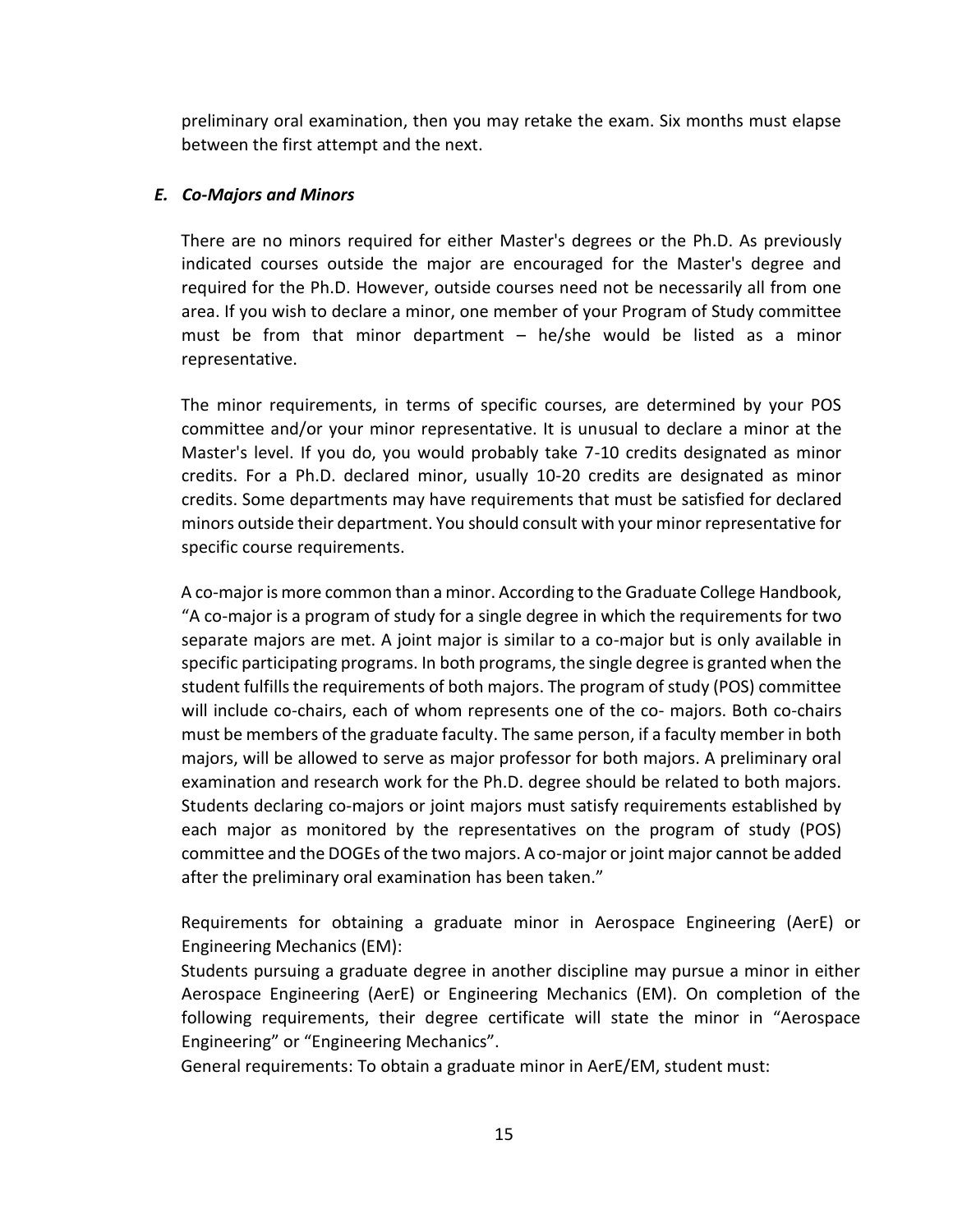preliminary oral examination, then you may retake the exam. Six months must elapse between the first attempt and the next.

### *E. Co-Majors and Minors*

There are no minors required for either Master's degrees or the Ph.D. As previously indicated courses outside the major are encouraged for the Master's degree and required for the Ph.D. However, outside courses need not be necessarily all from one area. If you wish to declare a minor, one member of your Program of Study committee must be from that minor department – he/she would be listed as a minor representative.

The minor requirements, in terms of specific courses, are determined by your POS committee and/or your minor representative. It is unusual to declare a minor at the Master's level. If you do, you would probably take 7-10 credits designated as minor credits. For a Ph.D. declared minor, usually 10-20 credits are designated as minor credits. Some departments may have requirements that must be satisfied for declared minors outside their department. You should consult with your minor representative for specific course requirements.

A co-major is more common than a minor. According to the Graduate College Handbook, "A co-major is a program of study for a single degree in which the requirements for two separate majors are met. A joint major is similar to a co-major but is only available in specific participating programs. In both programs, the single degree is granted when the student fulfills the requirements of both majors. The program of study (POS) committee will include co-chairs, each of whom represents one of the co- majors. Both co-chairs must be members of the graduate faculty. The same person, if a faculty member in both majors, will be allowed to serve as major professor for both majors. A preliminary oral examination and research work for the Ph.D. degree should be related to both majors. Students declaring co-majors or joint majors must satisfy requirements established by each major as monitored by the representatives on the program of study (POS) committee and the DOGEs of the two majors. A co-major or joint major cannot be added after the preliminary oral examination has been taken."

Requirements for obtaining a graduate minor in Aerospace Engineering (AerE) or Engineering Mechanics (EM):
Students pursuing a graduate degree in another discipline may pursue a minor in either Aerospace Engineering (AerE) or Engineering Mechanics (EM). On completion of the following requirements, their degree certificate will state the minor in "Aerospace Engineering" or "Engineering Mechanics".
General requirements: To obtain a graduate minor in AerE/EM, student must: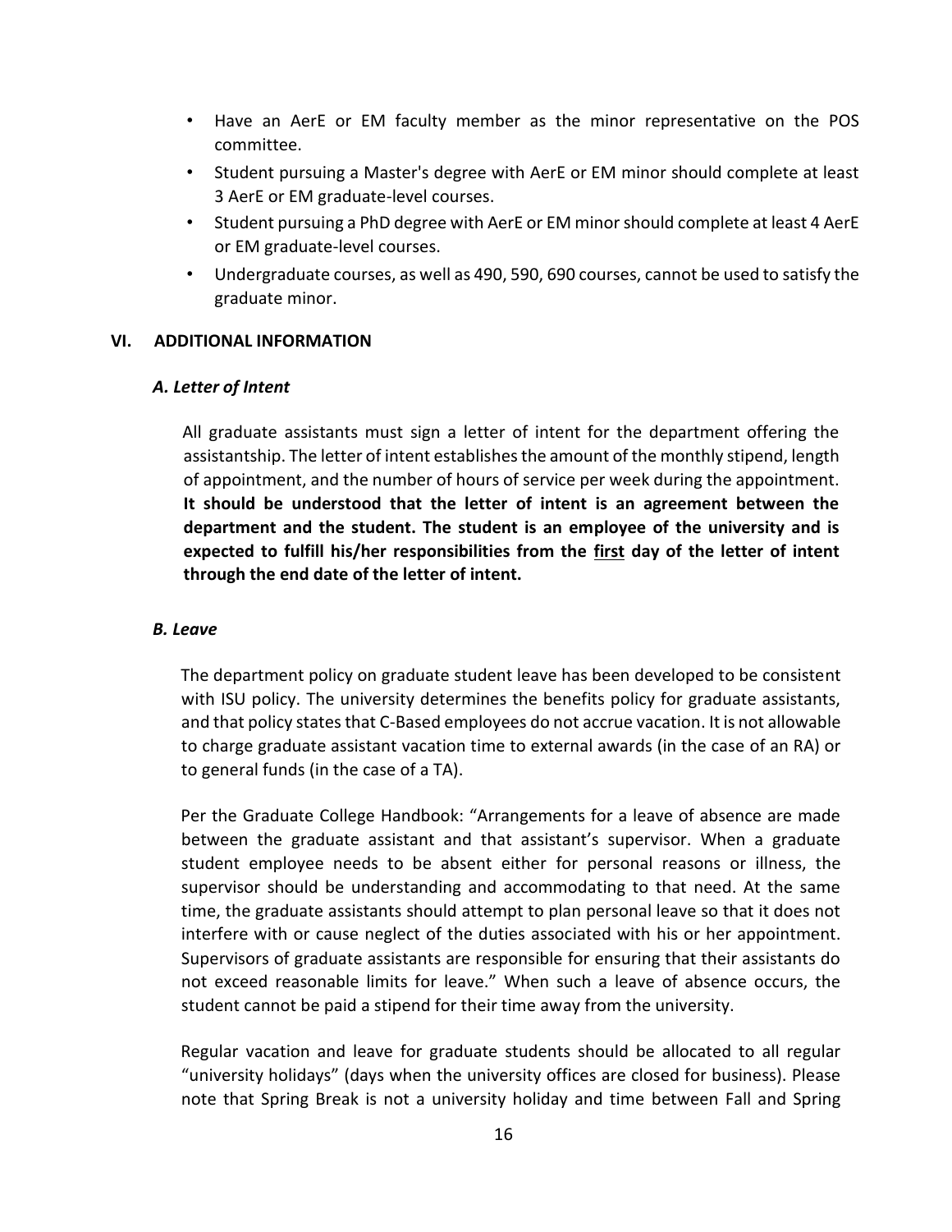- Have an AerE or EM faculty member as the minor representative on the POS committee.
- Student pursuing a Master's degree with AerE or EM minor should complete at least 3 AerE or EM graduate-level courses.
- Student pursuing a PhD degree with AerE or EM minor should complete at least 4 AerE or EM graduate-level courses.
- Undergraduate courses, as well as 490, 590, 690 courses, cannot be used to satisfy the graduate minor.

## VI. ADDITIONAL INFORMATION

### *A. Letter of Intent*

All graduate assistants must sign a letter of intent for the department offering the assistantship. The letter of intent establishes the amount of the monthly stipend, length of appointment, and the number of hours of service per week during the appointment. **It should be understood that the letter of intent is an agreement between the department and the student. The student is an employee of the university and is expected to fulfill his/her responsibilities from the <u>first</u> day of the letter of intent through the end date of the letter of intent.**

### *B. Leave*

The department policy on graduate student leave has been developed to be consistent with ISU policy. The university determines the benefits policy for graduate assistants, and that policy states that C-Based employees do not accrue vacation. It is not allowable to charge graduate assistant vacation time to external awards (in the case of an RA) or to general funds (in the case of a TA).

Per the Graduate College Handbook: "Arrangements for a leave of absence are made between the graduate assistant and that assistant's supervisor. When a graduate student employee needs to be absent either for personal reasons or illness, the supervisor should be understanding and accommodating to that need. At the same time, the graduate assistants should attempt to plan personal leave so that it does not interfere with or cause neglect of the duties associated with his or her appointment. Supervisors of graduate assistants are responsible for ensuring that their assistants do not exceed reasonable limits for leave." When such a leave of absence occurs, the student cannot be paid a stipend for their time away from the university.

Regular vacation and leave for graduate students should be allocated to all regular "university holidays" (days when the university offices are closed for business). Please note that Spring Break is not a university holiday and time between Fall and Spring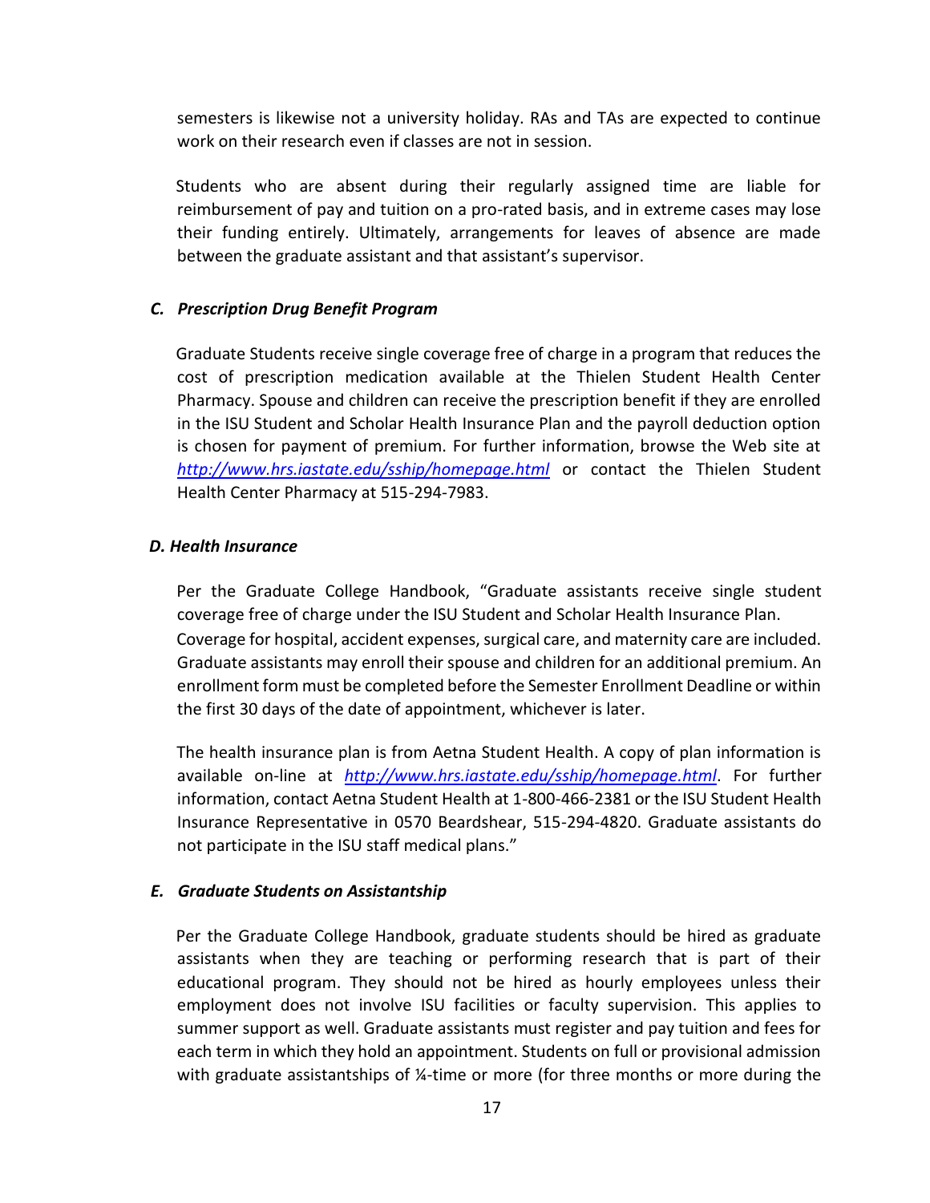semesters is likewise not a university holiday. RAs and TAs are expected to continue work on their research even if classes are not in session.

Students who are absent during their regularly assigned time are liable for reimbursement of pay and tuition on a pro-rated basis, and in extreme cases may lose their funding entirely. Ultimately, arrangements for leaves of absence are made between the graduate assistant and that assistant's supervisor.

### *C. Prescription Drug Benefit Program*

Graduate Students receive single coverage free of charge in a program that reduces the cost of prescription medication available at the Thielen Student Health Center Pharmacy. Spouse and children can receive the prescription benefit if they are enrolled in the ISU Student and Scholar Health Insurance Plan and the payroll deduction option is chosen for payment of premium. For further information, browse the Web site at *http://www.hrs.iastate.edu/sship/homepage.html* or contact the Thielen Student Health Center Pharmacy at 515-294-7983.

### *D. Health Insurance*

Per the Graduate College Handbook, "Graduate assistants receive single student coverage free of charge under the ISU Student and Scholar Health Insurance Plan. Coverage for hospital, accident expenses, surgical care, and maternity care are included. Graduate assistants may enroll their spouse and children for an additional premium. An enrollment form must be completed before the Semester Enrollment Deadline or within the first 30 days of the date of appointment, whichever is later.

The health insurance plan is from Aetna Student Health. A copy of plan information is available on-line at *http://www.hrs.iastate.edu/sship/homepage.html*. For further information, contact Aetna Student Health at 1-800-466-2381 or the ISU Student Health Insurance Representative in 0570 Beardshear, 515-294-4820. Graduate assistants do not participate in the ISU staff medical plans."

### *E. Graduate Students on Assistantship*

Per the Graduate College Handbook, graduate students should be hired as graduate assistants when they are teaching or performing research that is part of their educational program. They should not be hired as hourly employees unless their employment does not involve ISU facilities or faculty supervision. This applies to summer support as well. Graduate assistants must register and pay tuition and fees for each term in which they hold an appointment. Students on full or provisional admission with graduate assistantships of ¼-time or more (for three months or more during the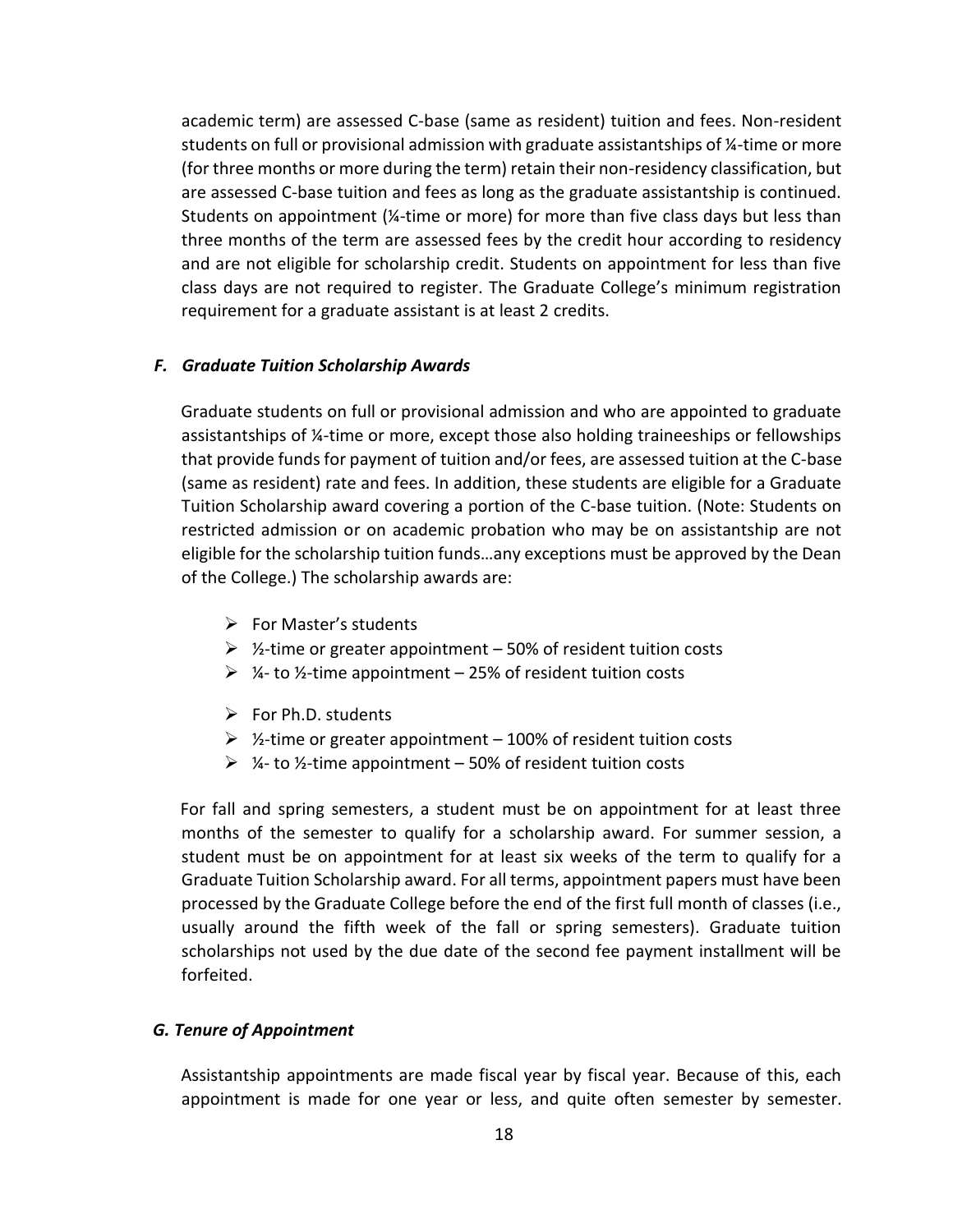academic term) are assessed C-base (same as resident) tuition and fees. Non-resident students on full or provisional admission with graduate assistantships of ¼-time or more (for three months or more during the term) retain their non-residency classification, but are assessed C-base tuition and fees as long as the graduate assistantship is continued. Students on appointment (¼-time or more) for more than five class days but less than three months of the term are assessed fees by the credit hour according to residency and are not eligible for scholarship credit. Students on appointment for less than five class days are not required to register. The Graduate College's minimum registration requirement for a graduate assistant is at least 2 credits.

### *F. Graduate Tuition Scholarship Awards*

Graduate students on full or provisional admission and who are appointed to graduate assistantships of ¼-time or more, except those also holding traineeships or fellowships that provide funds for payment of tuition and/or fees, are assessed tuition at the C-base (same as resident) rate and fees. In addition, these students are eligible for a Graduate Tuition Scholarship award covering a portion of the C-base tuition. (Note: Students on restricted admission or on academic probation who may be on assistantship are not eligible for the scholarship tuition funds…any exceptions must be approved by the Dean of the College.) The scholarship awards are:

- For Master's students
- ½-time or greater appointment – 50% of resident tuition costs
- ¼- to ½-time appointment – 25% of resident tuition costs

- For Ph.D. students
- ½-time or greater appointment – 100% of resident tuition costs
- ¼- to ½-time appointment – 50% of resident tuition costs

For fall and spring semesters, a student must be on appointment for at least three months of the semester to qualify for a scholarship award. For summer session, a student must be on appointment for at least six weeks of the term to qualify for a Graduate Tuition Scholarship award. For all terms, appointment papers must have been processed by the Graduate College before the end of the first full month of classes (i.e., usually around the fifth week of the fall or spring semesters). Graduate tuition scholarships not used by the due date of the second fee payment installment will be forfeited.

### *G. Tenure of Appointment*

Assistantship appointments are made fiscal year by fiscal year. Because of this, each appointment is made for one year or less, and quite often semester by semester.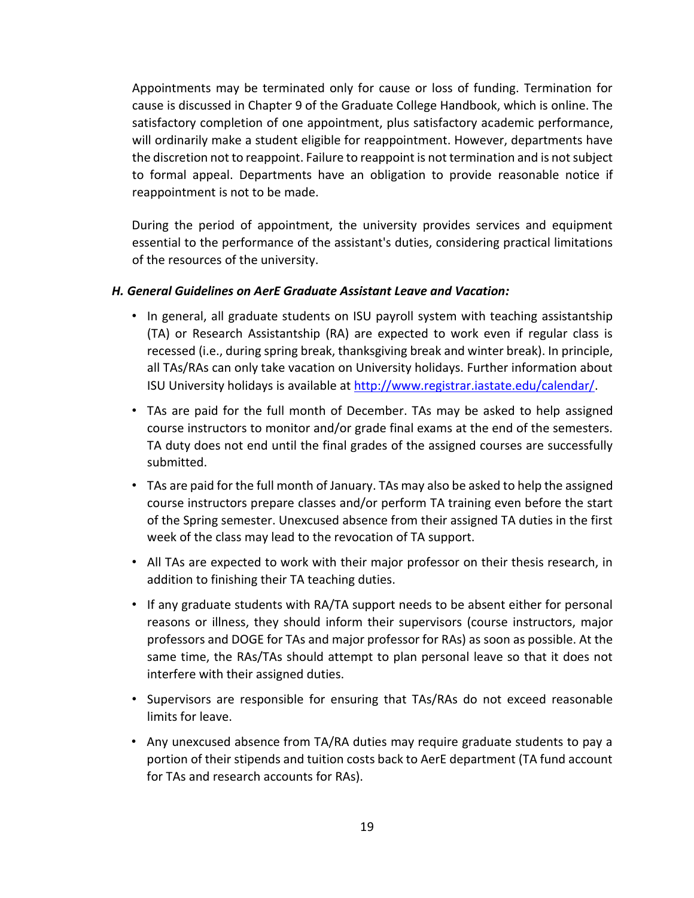Appointments may be terminated only for cause or loss of funding. Termination for cause is discussed in Chapter 9 of the Graduate College Handbook, which is online. The satisfactory completion of one appointment, plus satisfactory academic performance, will ordinarily make a student eligible for reappointment. However, departments have the discretion not to reappoint. Failure to reappoint is not termination and is not subject to formal appeal. Departments have an obligation to provide reasonable notice if reappointment is not to be made.

During the period of appointment, the university provides services and equipment essential to the performance of the assistant's duties, considering practical limitations of the resources of the university.

***H. General Guidelines on AerE Graduate Assistant Leave and Vacation:***

- In general, all graduate students on ISU payroll system with teaching assistantship (TA) or Research Assistantship (RA) are expected to work even if regular class is recessed (i.e., during spring break, thanksgiving break and winter break). In principle, all TAs/RAs can only take vacation on University holidays. Further information about ISU University holidays is available at [http://www.registrar.iastate.edu/calendar/](http://www.registrar.iastate.edu/calendar/).
- TAs are paid for the full month of December. TAs may be asked to help assigned course instructors to monitor and/or grade final exams at the end of the semesters. TA duty does not end until the final grades of the assigned courses are successfully submitted.
- TAs are paid for the full month of January. TAs may also be asked to help the assigned course instructors prepare classes and/or perform TA training even before the start of the Spring semester. Unexcused absence from their assigned TA duties in the first week of the class may lead to the revocation of TA support.
- All TAs are expected to work with their major professor on their thesis research, in addition to finishing their TA teaching duties.
- If any graduate students with RA/TA support needs to be absent either for personal reasons or illness, they should inform their supervisors (course instructors, major professors and DOGE for TAs and major professor for RAs) as soon as possible. At the same time, the RAs/TAs should attempt to plan personal leave so that it does not interfere with their assigned duties.
- Supervisors are responsible for ensuring that TAs/RAs do not exceed reasonable limits for leave.
- Any unexcused absence from TA/RA duties may require graduate students to pay a portion of their stipends and tuition costs back to AerE department (TA fund account for TAs and research accounts for RAs).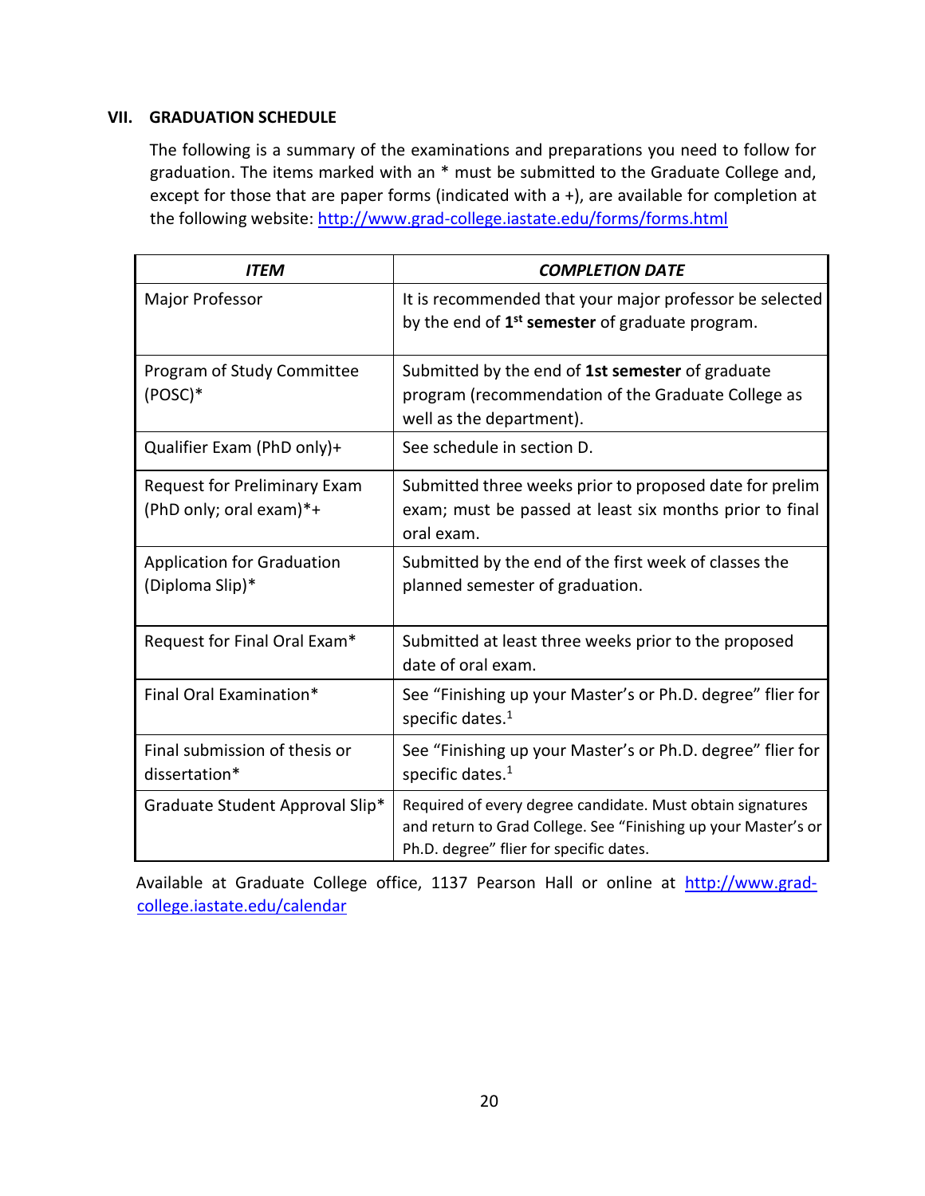## VII. GRADUATION SCHEDULE

The following is a summary of the examinations and preparations you need to follow for graduation. The items marked with an * must be submitted to the Graduate College and, except for those that are paper forms (indicated with a +), are available for completion at the following website: http://www.grad-college.iastate.edu/forms/forms.html

| *ITEM* | *COMPLETION DATE* |
|---|---|
| Major Professor | It is recommended that your major professor be selected by the end of **1st semester** of graduate program. |
| Program of Study Committee (POSC)* | Submitted by the end of **1st semester** of graduate program (recommendation of the Graduate College as well as the department). |
| Qualifier Exam (PhD only)+ | See schedule in section D. |
| Request for Preliminary Exam (PhD only; oral exam)*+ | Submitted three weeks prior to proposed date for prelim exam; must be passed at least six months prior to final oral exam. |
| Application for Graduation (Diploma Slip)* | Submitted by the end of the first week of classes the planned semester of graduation. |
| Request for Final Oral Exam* | Submitted at least three weeks prior to the proposed date of oral exam. |
| Final Oral Examination* | See "Finishing up your Master's or Ph.D. degree" flier for specific dates.[1] |
| Final submission of thesis or dissertation* | See "Finishing up your Master's or Ph.D. degree" flier for specific dates.[1] |
| Graduate Student Approval Slip* | Required of every degree candidate. Must obtain signatures and return to Grad College. See "Finishing up your Master's or Ph.D. degree" flier for specific dates. |

Available at Graduate College office, 1137 Pearson Hall or online at http://www.grad-college.iastate.edu/calendar